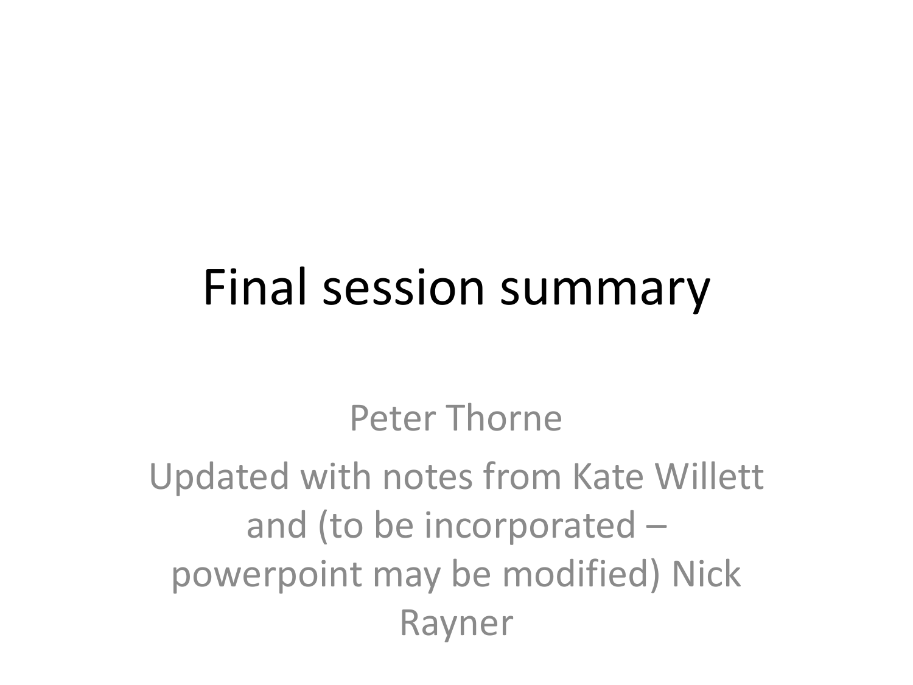# Final session summary

Peter Thorne

Updated with notes from Kate Willett and (to be incorporated – powerpoint may be modified) Nick Rayner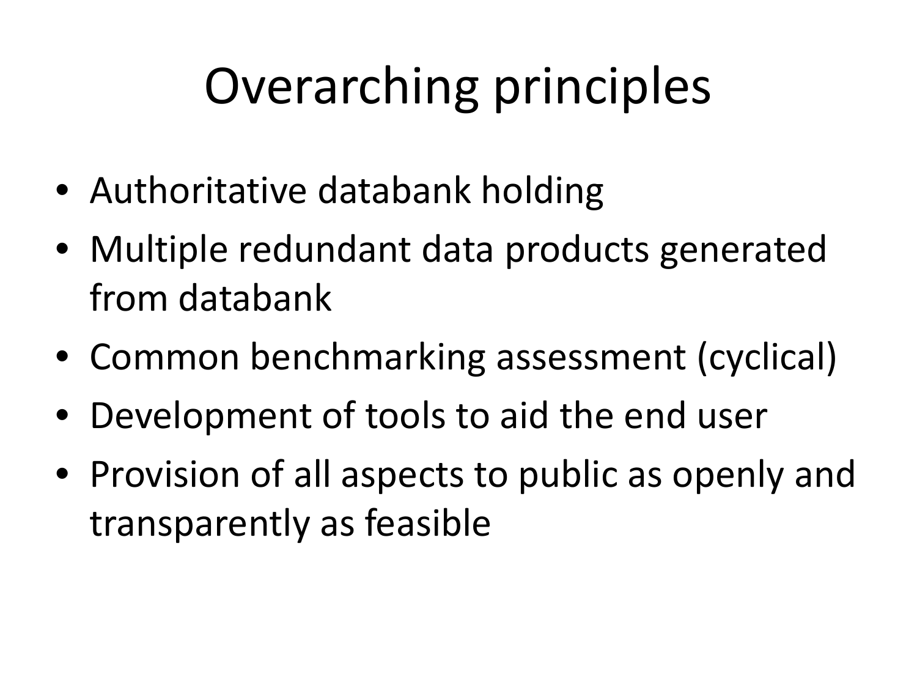# Overarching principles

- Authoritative databank holding
- Multiple redundant data products generated from databank
- Common benchmarking assessment (cyclical)
- Development of tools to aid the end user
- Provision of all aspects to public as openly and transparently as feasible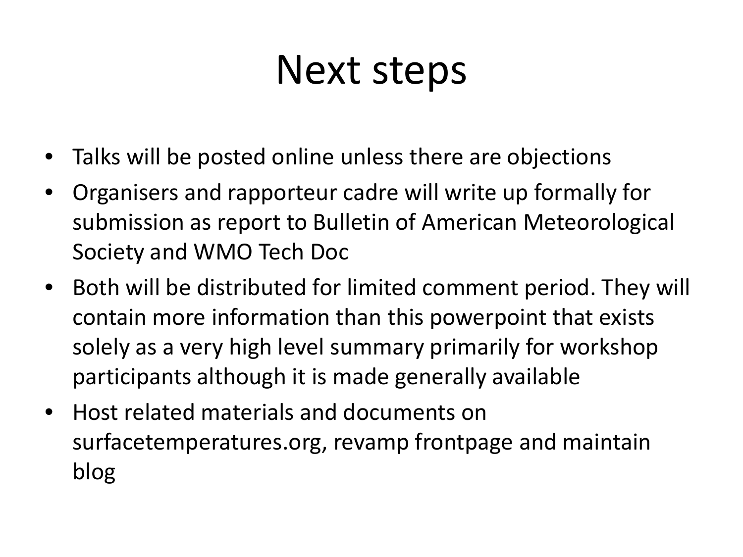# Next steps

- Talks will be posted online unless there are objections
- Organisers and rapporteur cadre will write up formally for submission as report to Bulletin of American Meteorological Society and WMO Tech Doc
- Both will be distributed for limited comment period. They will contain more information than this powerpoint that exists solely as a very high level summary primarily for workshop participants although it is made generally available
- Host related materials and documents on surfacetemperatures.org, revamp frontpage and maintain blog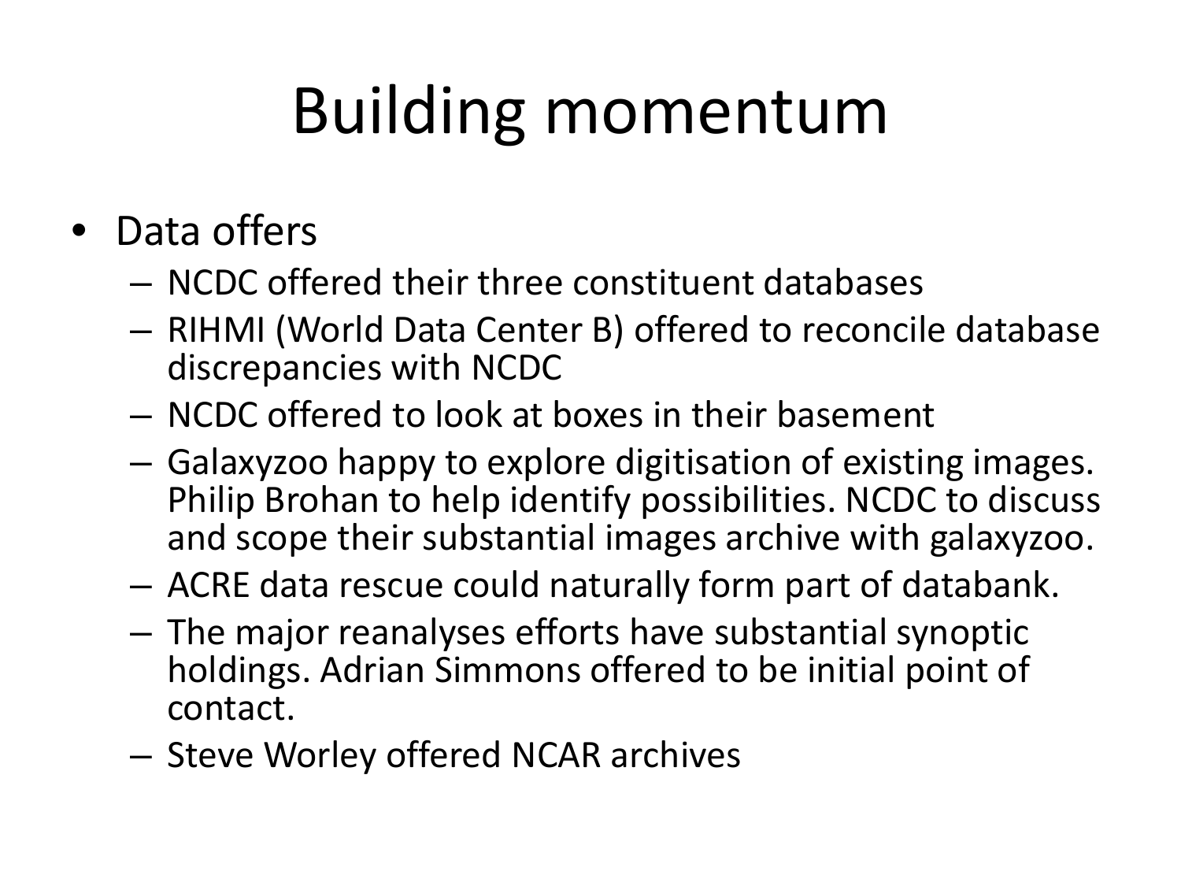# Building momentum

- Data offers
  - NCDC offered their three constituent databases
  - RIHMI (World Data Center B) offered to reconcile database discrepancies with NCDC
  - NCDC offered to look at boxes in their basement
  - Galaxyzoo happy to explore digitisation of existing images. Philip Brohan to help identify possibilities. NCDC to discuss and scope their substantial images archive with galaxyzoo.
  - ACRE data rescue could naturally form part of databank.
  - The major reanalyses efforts have substantial synoptic holdings. Adrian Simmons offered to be initial point of contact.
  - Steve Worley offered NCAR archives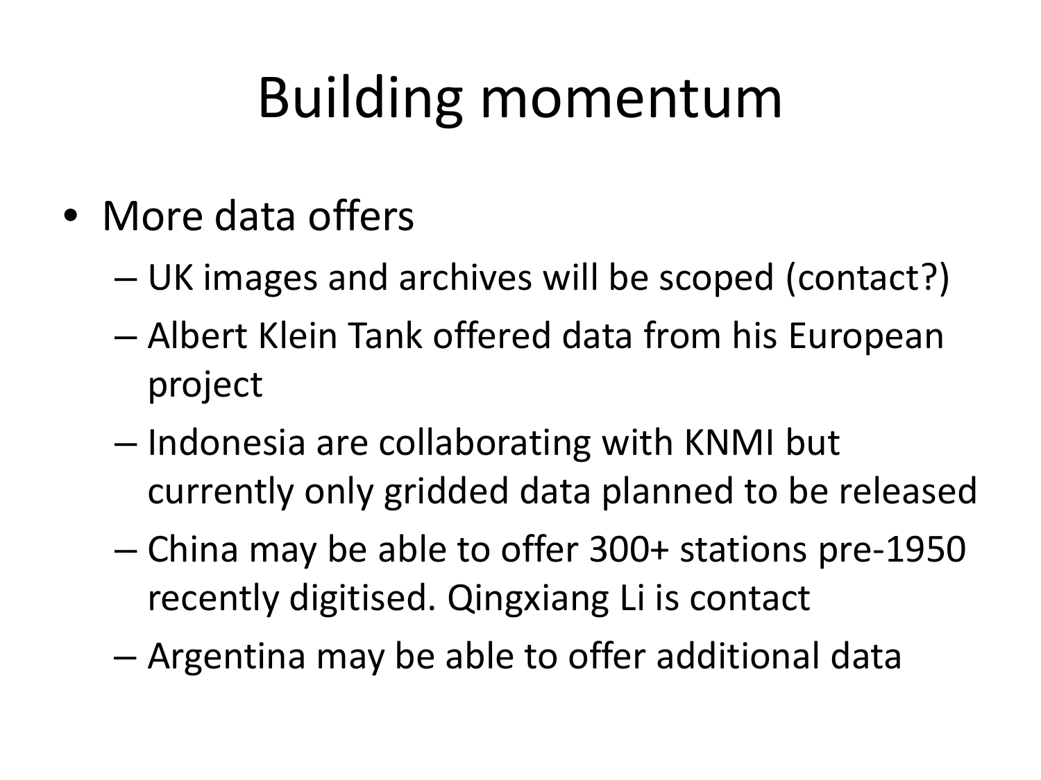# Building momentum

- More data offers
  - UK images and archives will be scoped (contact?)
  - Albert Klein Tank offered data from his European project
  - Indonesia are collaborating with KNMI but currently only gridded data planned to be released
  - China may be able to offer 300+ stations pre-1950 recently digitised. Qingxiang Li is contact
  - Argentina may be able to offer additional data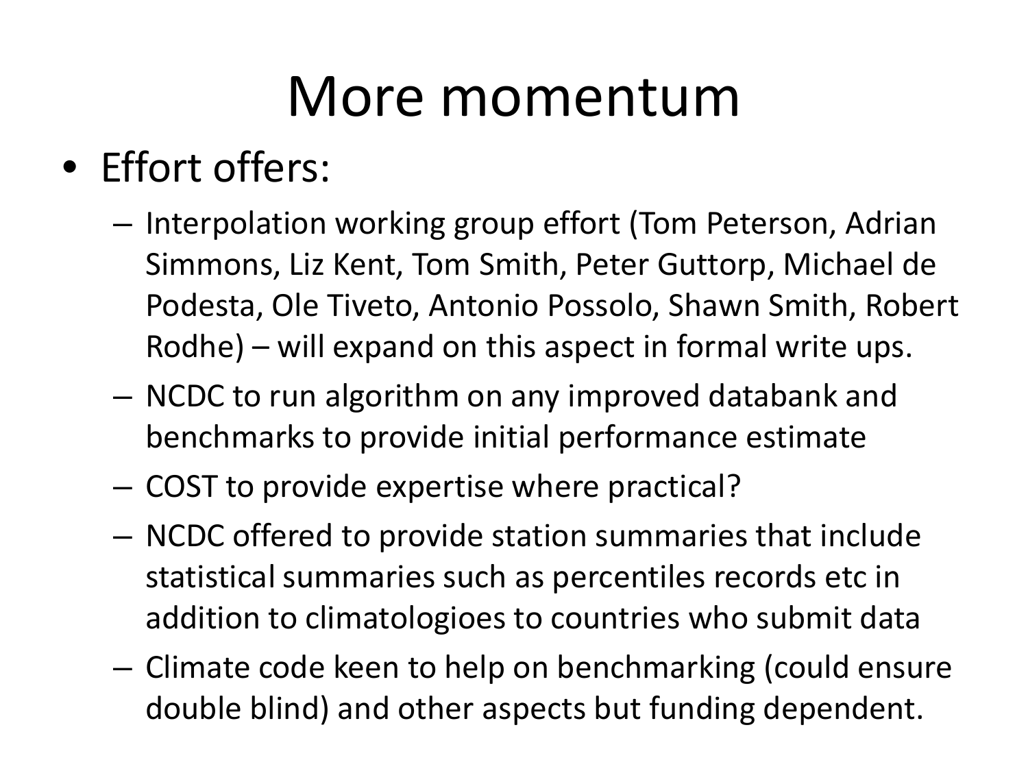# More momentum

- Effort offers:
  - Interpolation working group effort (Tom Peterson, Adrian Simmons, Liz Kent, Tom Smith, Peter Guttorp, Michael de Podesta, Ole Tiveto, Antonio Possolo, Shawn Smith, Robert Rodhe) – will expand on this aspect in formal write ups.
  - NCDC to run algorithm on any improved databank and benchmarks to provide initial performance estimate
  - COST to provide expertise where practical?
  - NCDC offered to provide station summaries that include statistical summaries such as percentiles records etc in addition to climatologioes to countries who submit data
  - Climate code keen to help on benchmarking (could ensure double blind) and other aspects but funding dependent.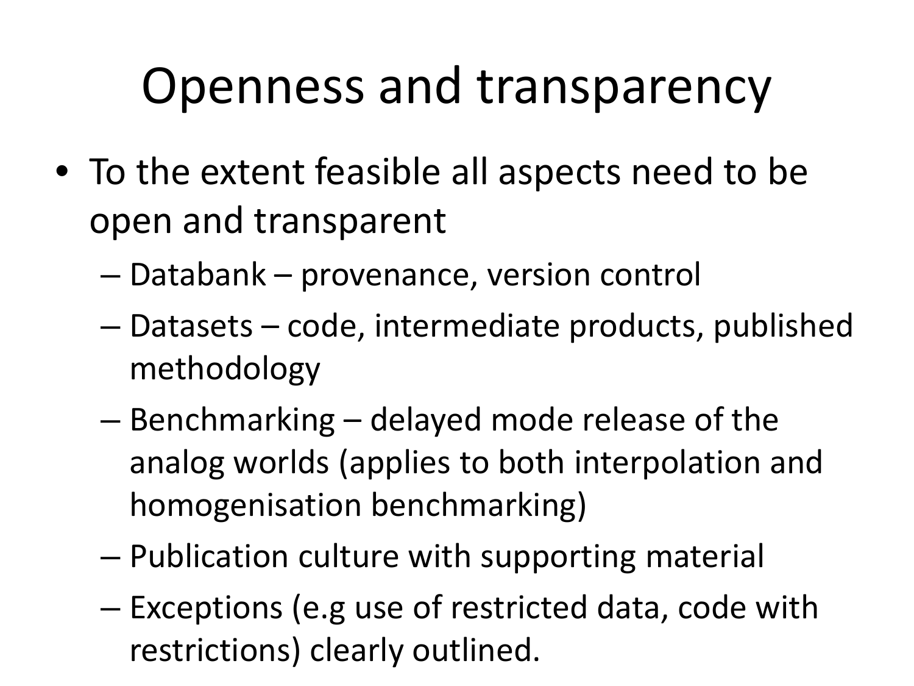# Openness and transparency

- To the extent feasible all aspects need to be open and transparent
  - Databank – provenance, version control
  - Datasets – code, intermediate products, published methodology
  - Benchmarking – delayed mode release of the analog worlds (applies to both interpolation and homogenisation benchmarking)
  - Publication culture with supporting material
  - Exceptions (e.g use of restricted data, code with restrictions) clearly outlined.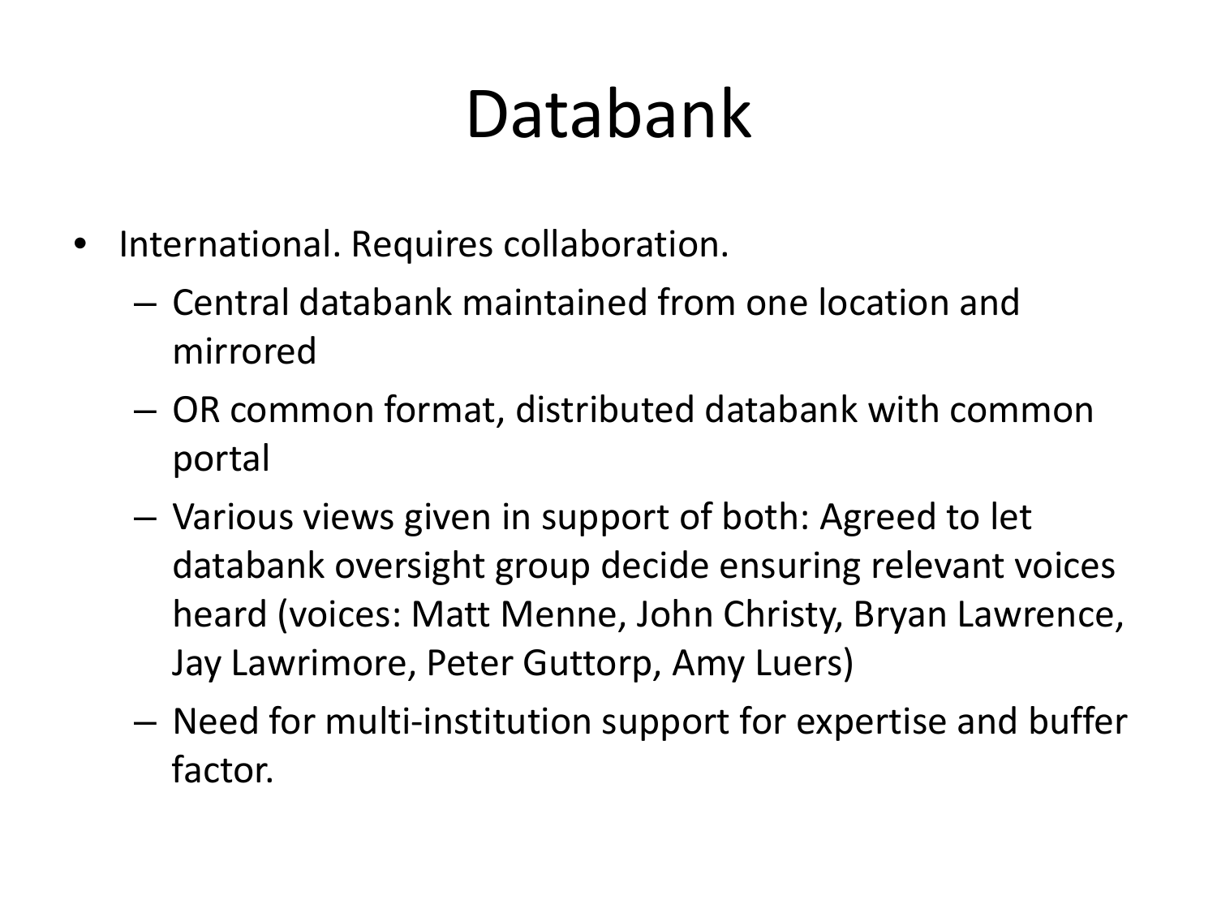# Databank

- International. Requires collaboration.
  - Central databank maintained from one location and mirrored
  - OR common format, distributed databank with common portal
  - Various views given in support of both: Agreed to let databank oversight group decide ensuring relevant voices heard (voices: Matt Menne, John Christy, Bryan Lawrence, Jay Lawrimore, Peter Guttorp, Amy Luers)
  - Need for multi-institution support for expertise and buffer factor.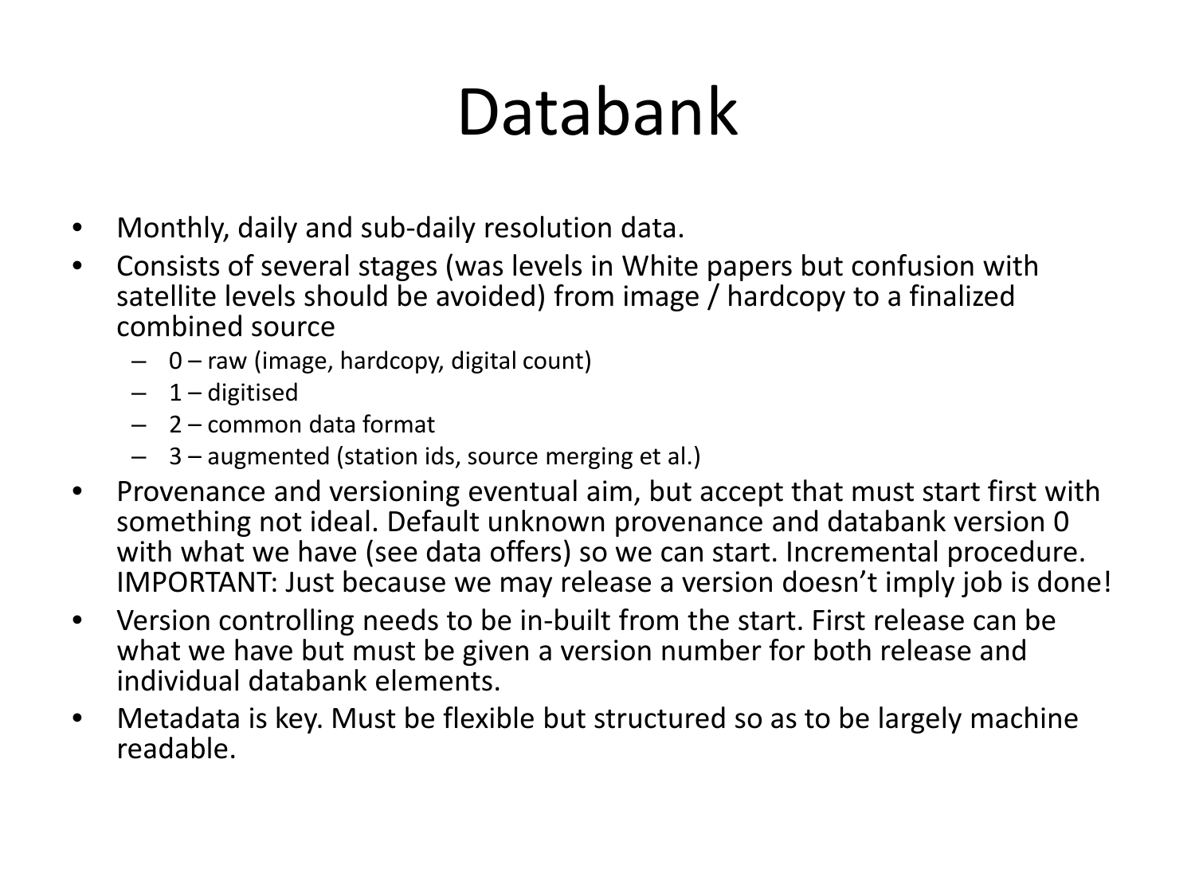# Databank

- Monthly, daily and sub-daily resolution data.
- Consists of several stages (was levels in White papers but confusion with satellite levels should be avoided) from image / hardcopy to a finalized combined source
  - 0 – raw (image, hardcopy, digital count)
  - 1 – digitised
  - 2 – common data format
  - 3 – augmented (station ids, source merging et al.)
- Provenance and versioning eventual aim, but accept that must start first with something not ideal. Default unknown provenance and databank version 0 with what we have (see data offers) so we can start. Incremental procedure. IMPORTANT: Just because we may release a version doesn't imply job is done!
- Version controlling needs to be in-built from the start. First release can be what we have but must be given a version number for both release and individual databank elements.
- Metadata is key. Must be flexible but structured so as to be largely machine readable.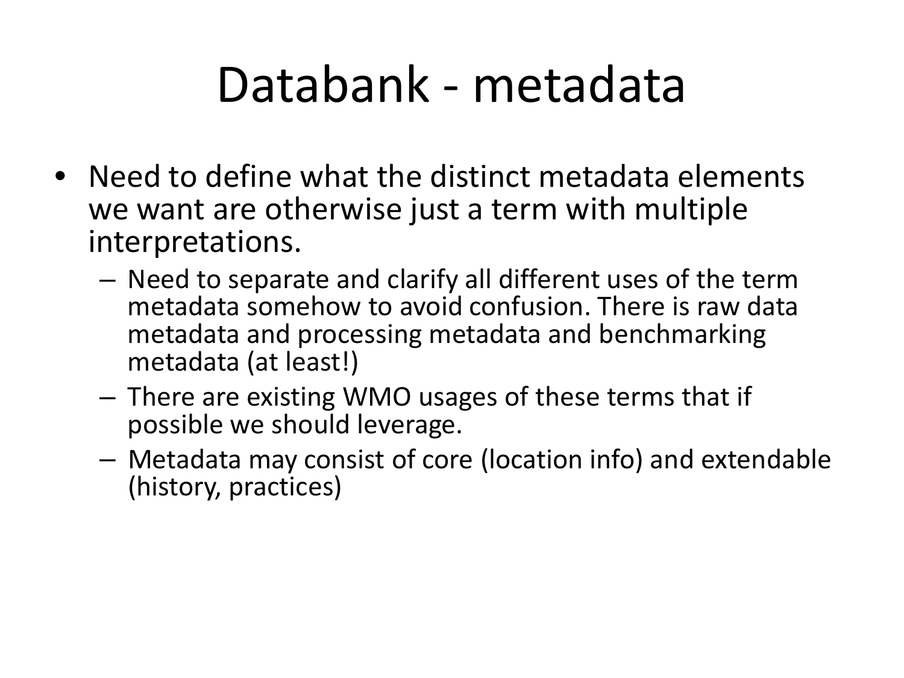# Databank - metadata

- Need to define what the distinct metadata elements we want are otherwise just a term with multiple interpretations.
  - Need to separate and clarify all different uses of the term metadata somehow to avoid confusion. There is raw data metadata and processing metadata and benchmarking metadata (at least!)
  - There are existing WMO usages of these terms that if possible we should leverage.
  - Metadata may consist of core (location info) and extendable (history, practices)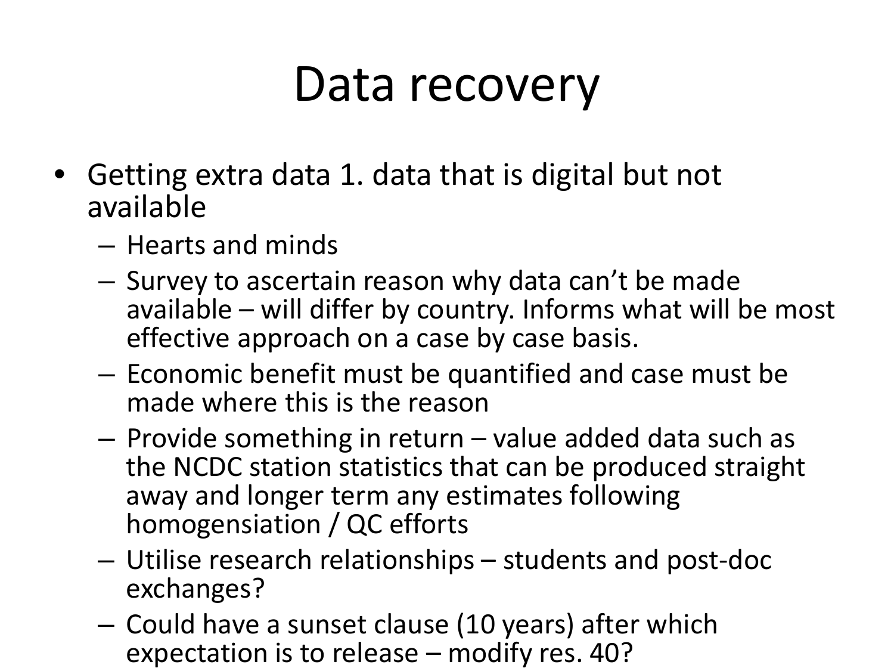# Data recovery

- Getting extra data 1. data that is digital but not available
  - Hearts and minds
  - Survey to ascertain reason why data can't be made available – will differ by country. Informs what will be most effective approach on a case by case basis.
  - Economic benefit must be quantified and case must be made where this is the reason
  - Provide something in return – value added data such as the NCDC station statistics that can be produced straight away and longer term any estimates following homogensiation / QC efforts
  - Utilise research relationships – students and post-doc exchanges?
  - Could have a sunset clause (10 years) after which expectation is to release – modify res. 40?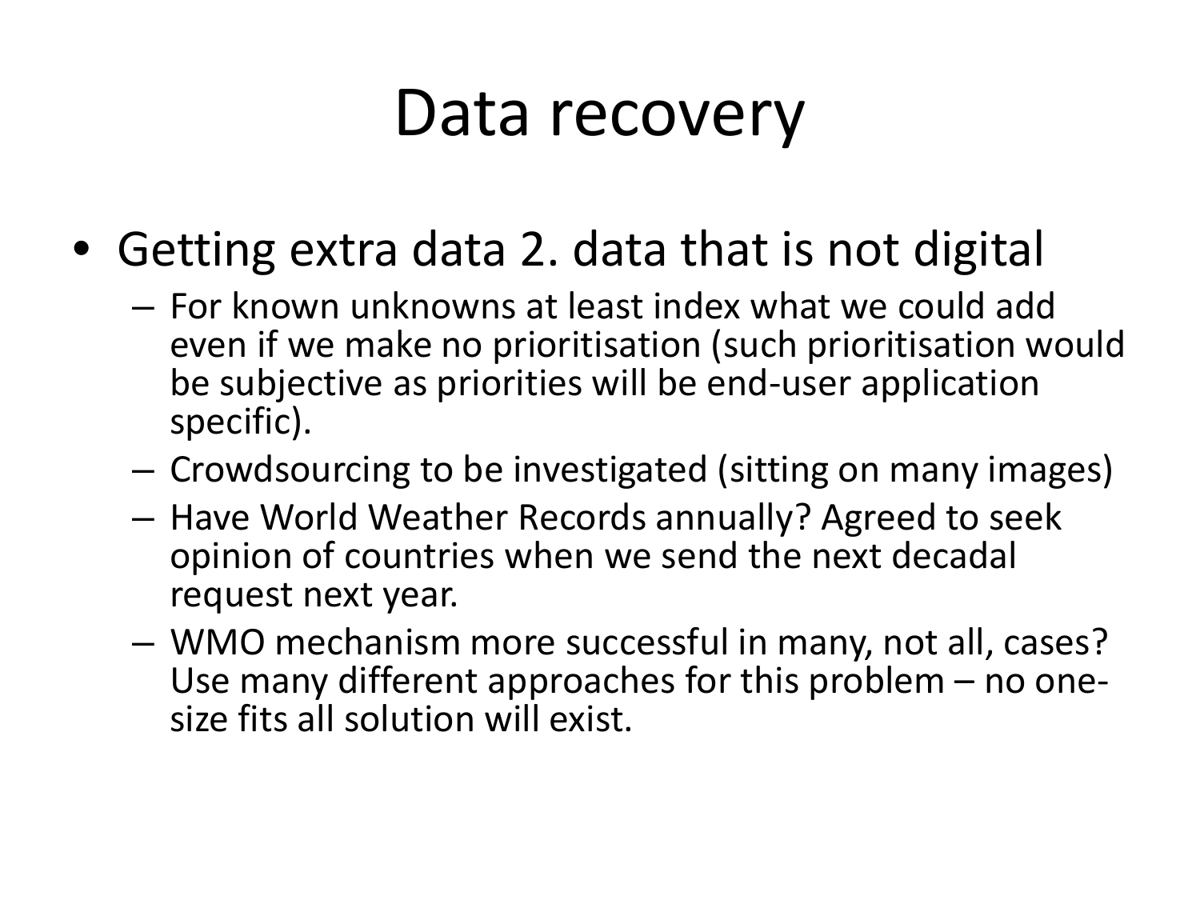# Data recovery

- Getting extra data 2. data that is not digital
  - For known unknowns at least index what we could add even if we make no prioritisation (such prioritisation would be subjective as priorities will be end-user application specific).
  - Crowdsourcing to be investigated (sitting on many images)
  - Have World Weather Records annually? Agreed to seek opinion of countries when we send the next decadal request next year.
  - WMO mechanism more successful in many, not all, cases? Use many different approaches for this problem – no one-size fits all solution will exist.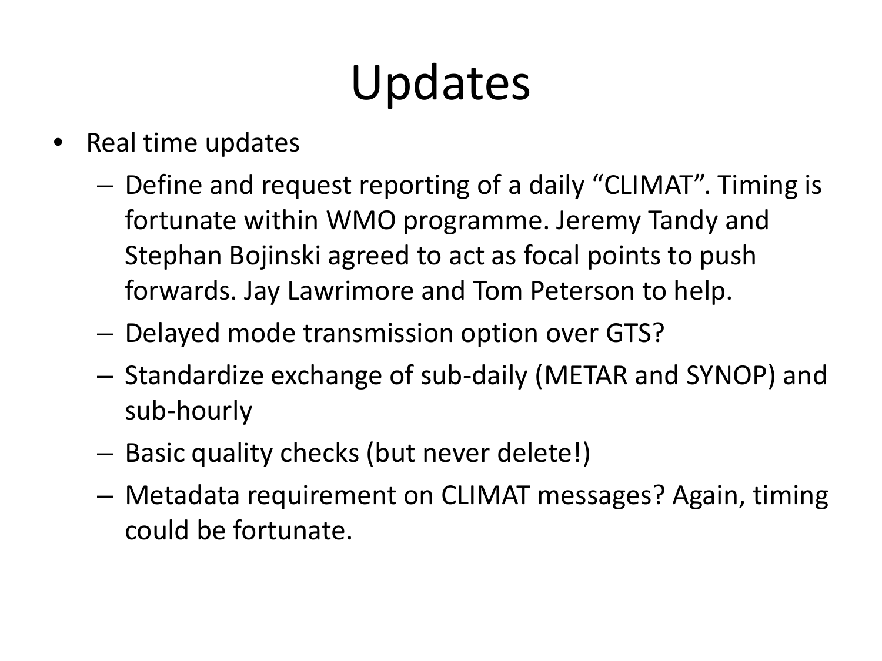# Updates

- Real time updates
  - Define and request reporting of a daily “CLIMAT”. Timing is fortunate within WMO programme. Jeremy Tandy and Stephan Bojinski agreed to act as focal points to push forwards. Jay Lawrimore and Tom Peterson to help.
  - Delayed mode transmission option over GTS?
  - Standardize exchange of sub-daily (METAR and SYNOP) and sub-hourly
  - Basic quality checks (but never delete!)
  - Metadata requirement on CLIMAT messages? Again, timing could be fortunate.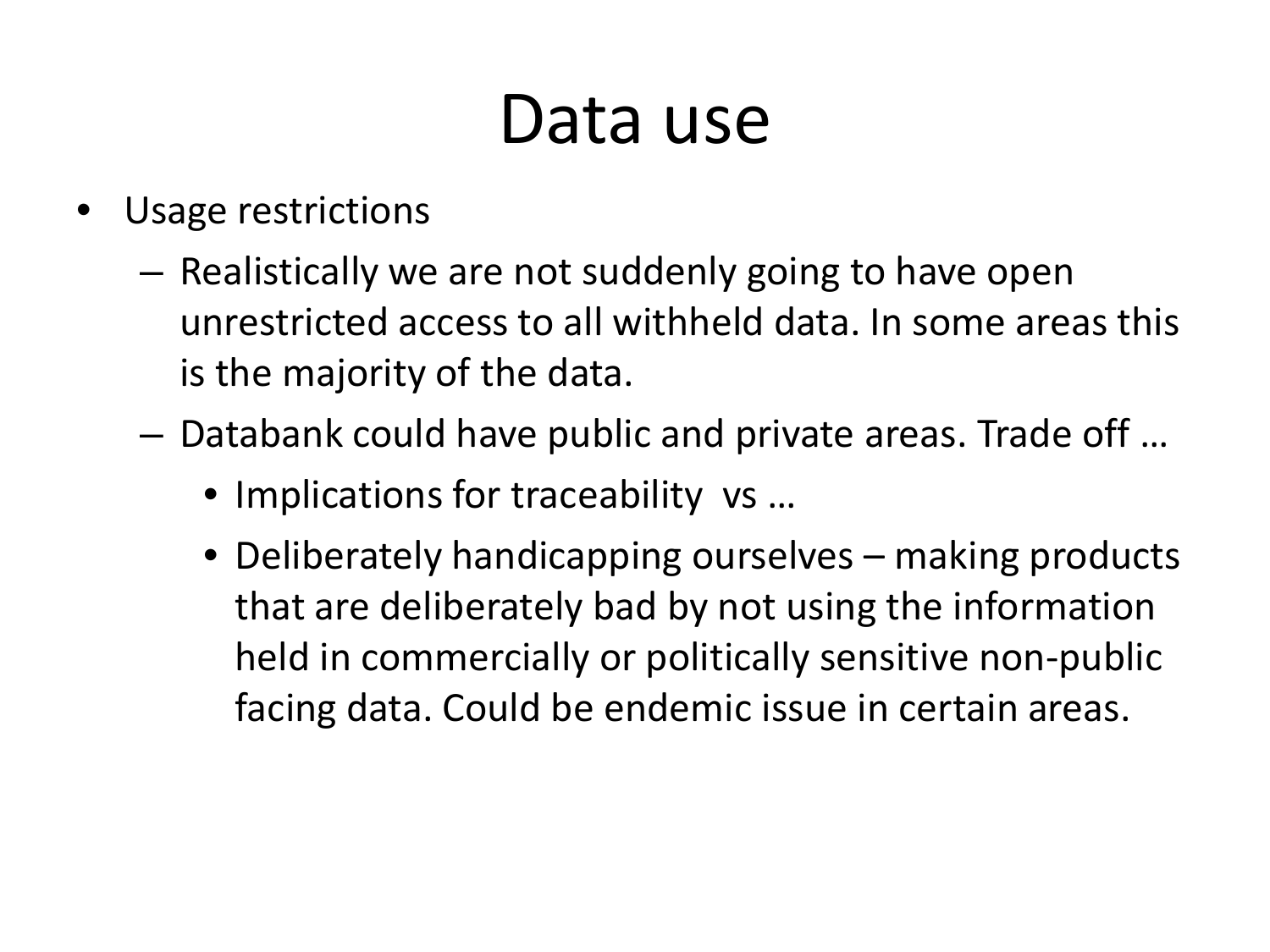# Data use

- Usage restrictions
  - Realistically we are not suddenly going to have open unrestricted access to all withheld data. In some areas this is the majority of the data.
  - Databank could have public and private areas. Trade off …
    - Implications for traceability vs …
    - Deliberately handicapping ourselves – making products that are deliberately bad by not using the information held in commercially or politically sensitive non-public facing data. Could be endemic issue in certain areas.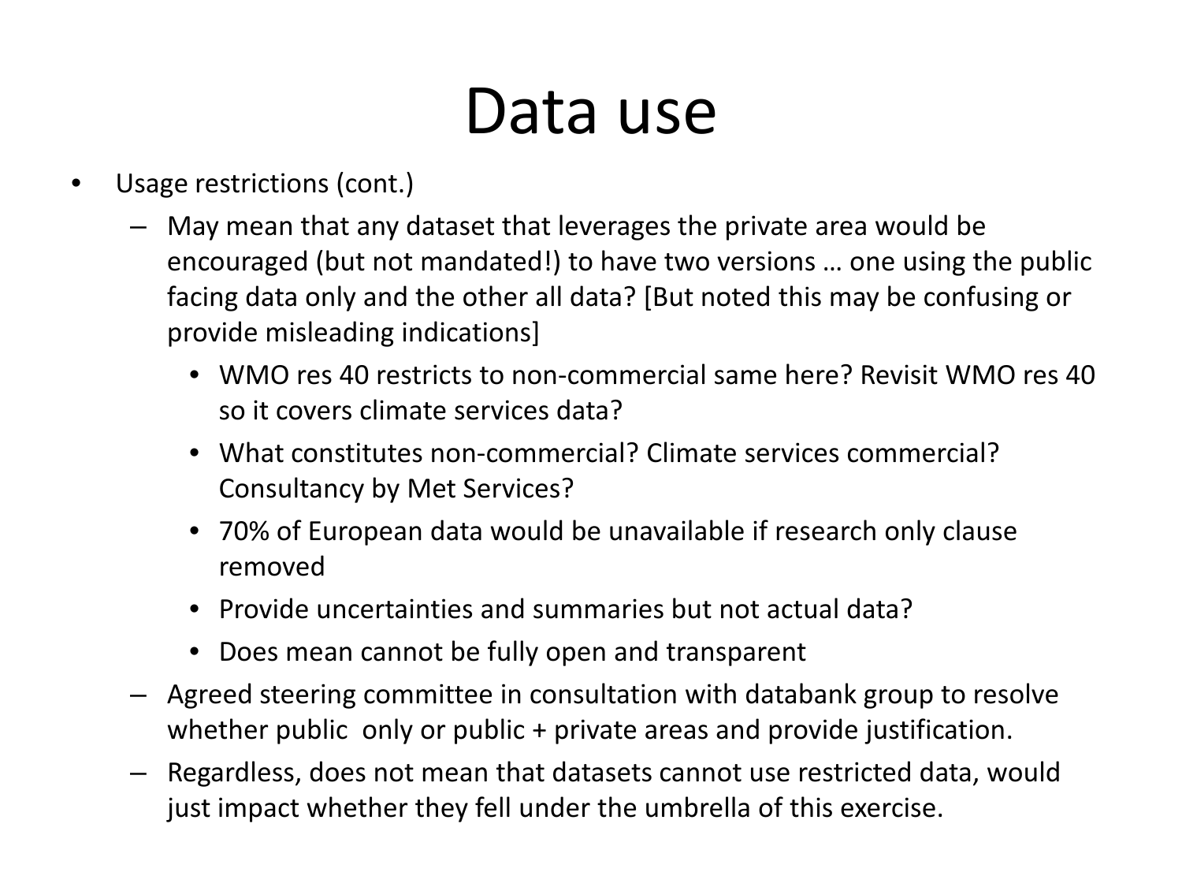# Data use

- Usage restrictions (cont.)
  - May mean that any dataset that leverages the private area would be encouraged (but not mandated!) to have two versions … one using the public facing data only and the other all data? [But noted this may be confusing or provide misleading indications]
    - WMO res 40 restricts to non-commercial same here? Revisit WMO res 40 so it covers climate services data?
    - What constitutes non-commercial? Climate services commercial? Consultancy by Met Services?
    - 70% of European data would be unavailable if research only clause removed
    - Provide uncertainties and summaries but not actual data?
    - Does mean cannot be fully open and transparent
  - Agreed steering committee in consultation with databank group to resolve whether public only or public + private areas and provide justification.
  - Regardless, does not mean that datasets cannot use restricted data, would just impact whether they fell under the umbrella of this exercise.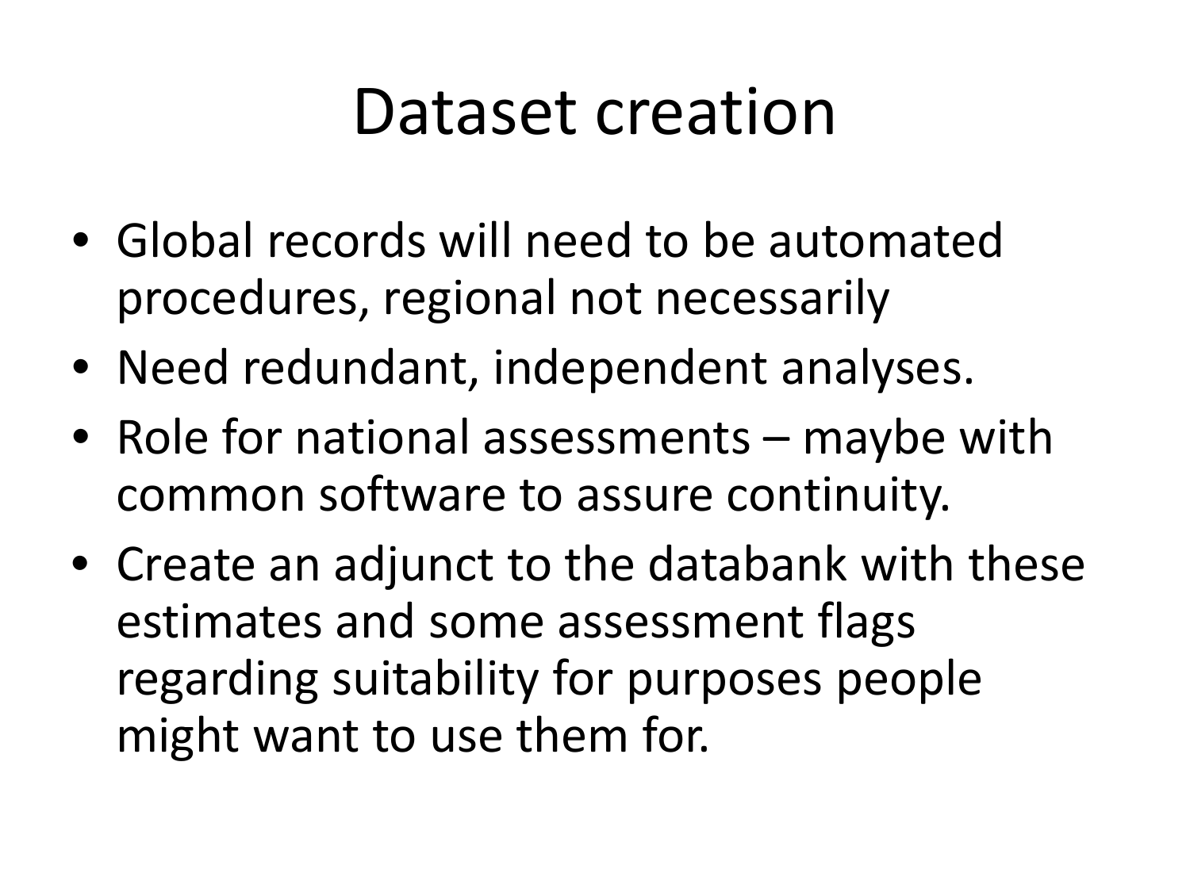# Dataset creation

- Global records will need to be automated procedures, regional not necessarily
- Need redundant, independent analyses.
- Role for national assessments – maybe with common software to assure continuity.
- Create an adjunct to the databank with these estimates and some assessment flags regarding suitability for purposes people might want to use them for.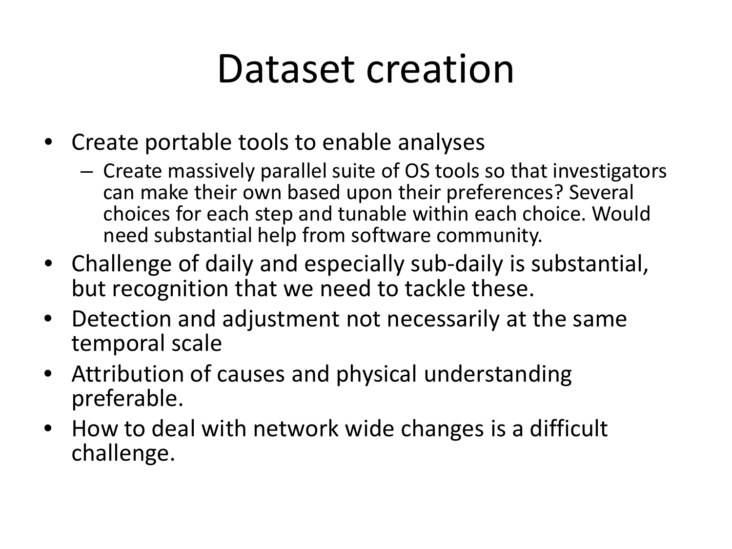# Dataset creation

- Create portable tools to enable analyses
  - Create massively parallel suite of OS tools so that investigators can make their own based upon their preferences? Several choices for each step and tunable within each choice. Would need substantial help from software community.
- Challenge of daily and especially sub-daily is substantial, but recognition that we need to tackle these.
- Detection and adjustment not necessarily at the same temporal scale
- Attribution of causes and physical understanding preferable.
- How to deal with network wide changes is a difficult challenge.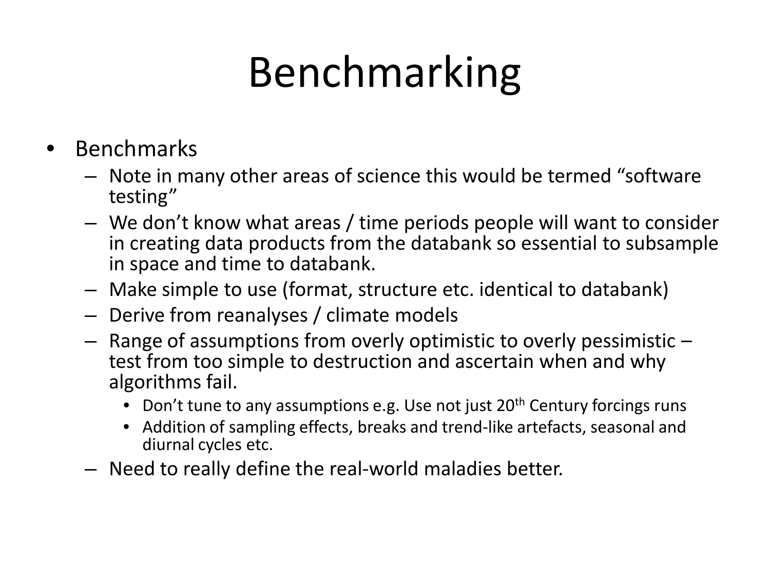# Benchmarking

- Benchmarks
  - Note in many other areas of science this would be termed "software testing"
  - We don't know what areas / time periods people will want to consider in creating data products from the databank so essential to subsample in space and time to databank.
  - Make simple to use (format, structure etc. identical to databank)
  - Derive from reanalyses / climate models
  - Range of assumptions from overly optimistic to overly pessimistic – test from too simple to destruction and ascertain when and why algorithms fail.
    - Don't tune to any assumptions e.g. Use not just 20th Century forcings runs
    - Addition of sampling effects, breaks and trend-like artefacts, seasonal and diurnal cycles etc.
  - Need to really define the real-world maladies better.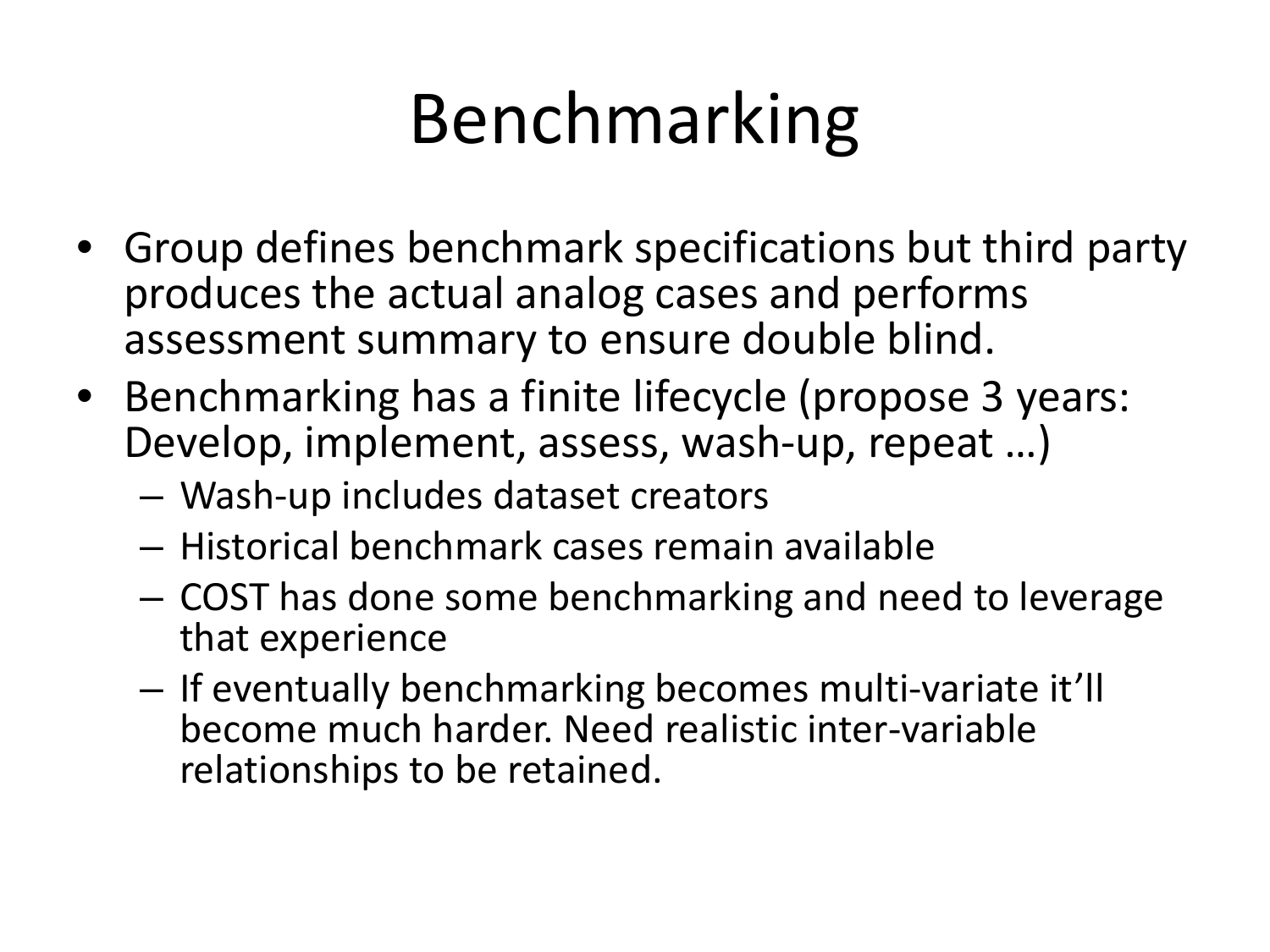# Benchmarking

- Group defines benchmark specifications but third party produces the actual analog cases and performs assessment summary to ensure double blind.
- Benchmarking has a finite lifecycle (propose 3 years: Develop, implement, assess, wash-up, repeat …)
  - Wash-up includes dataset creators
  - Historical benchmark cases remain available
  - COST has done some benchmarking and need to leverage that experience
  - If eventually benchmarking becomes multi-variate it'll become much harder. Need realistic inter-variable relationships to be retained.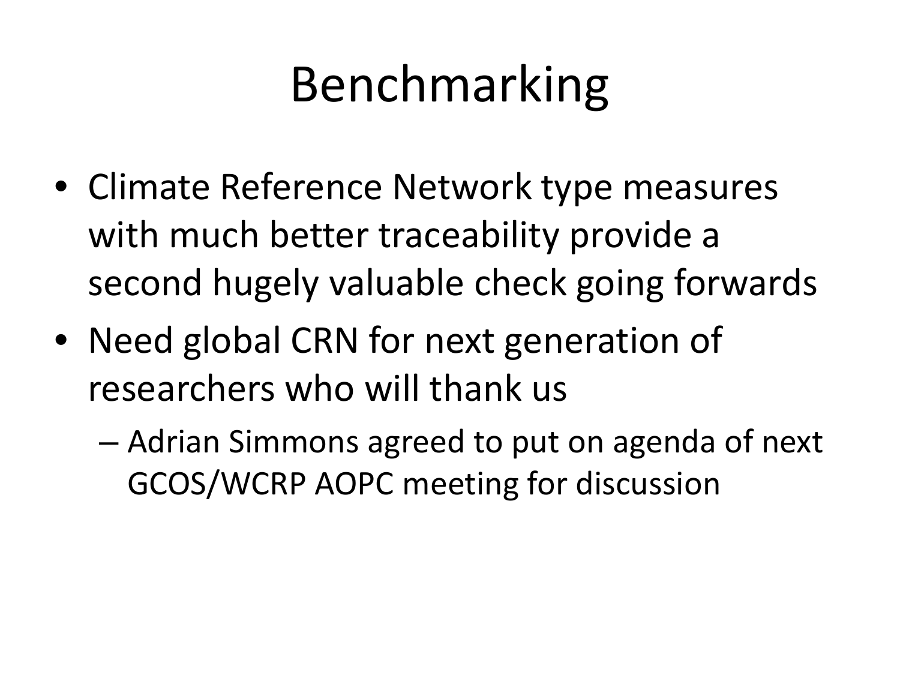# Benchmarking

- Climate Reference Network type measures with much better traceability provide a second hugely valuable check going forwards
- Need global CRN for next generation of researchers who will thank us
  - Adrian Simmons agreed to put on agenda of next GCOS/WCRP AOPC meeting for discussion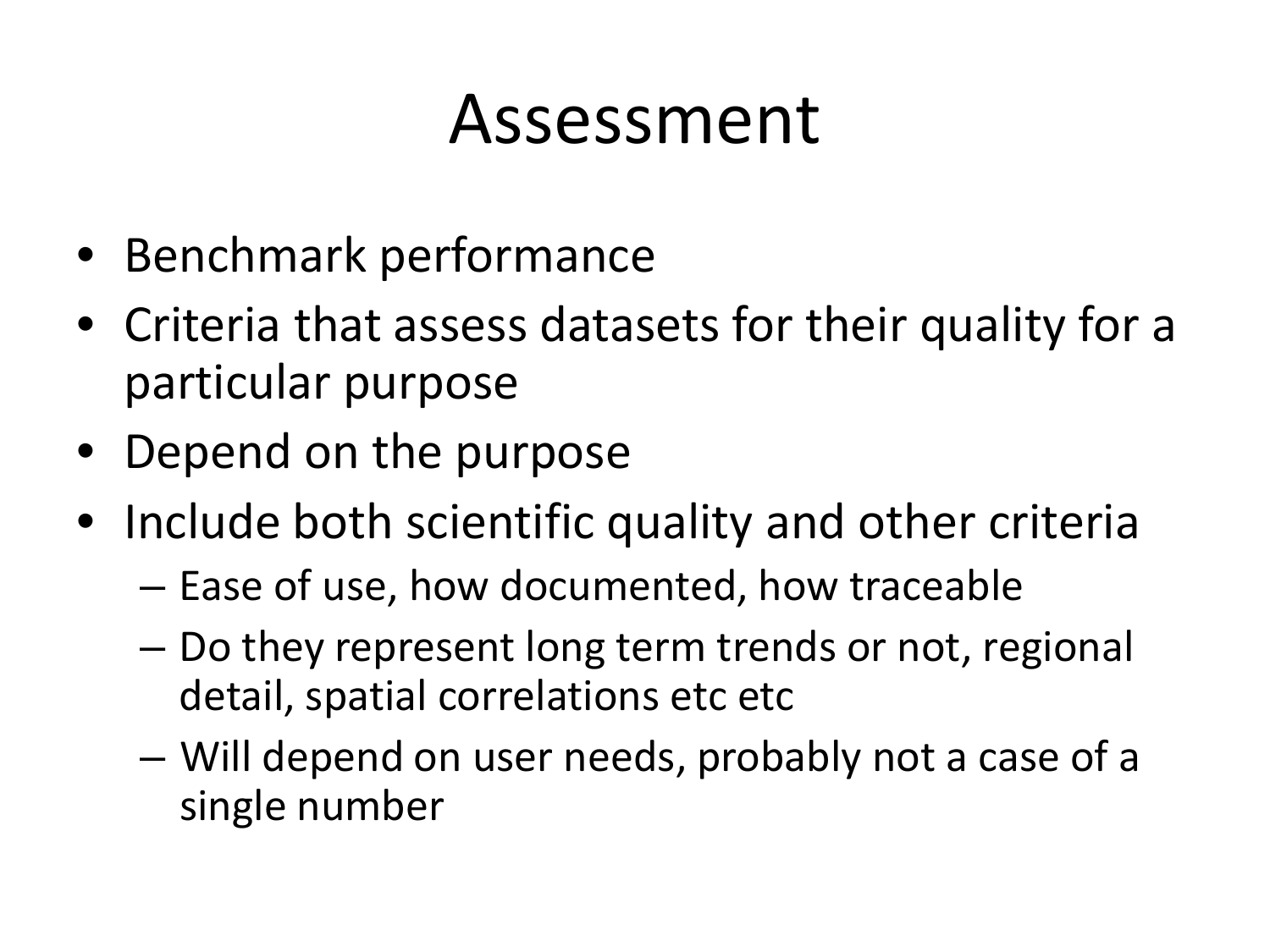# Assessment

- Benchmark performance
- Criteria that assess datasets for their quality for a particular purpose
- Depend on the purpose
- Include both scientific quality and other criteria
  - Ease of use, how documented, how traceable
  - Do they represent long term trends or not, regional detail, spatial correlations etc etc
  - Will depend on user needs, probably not a case of a single number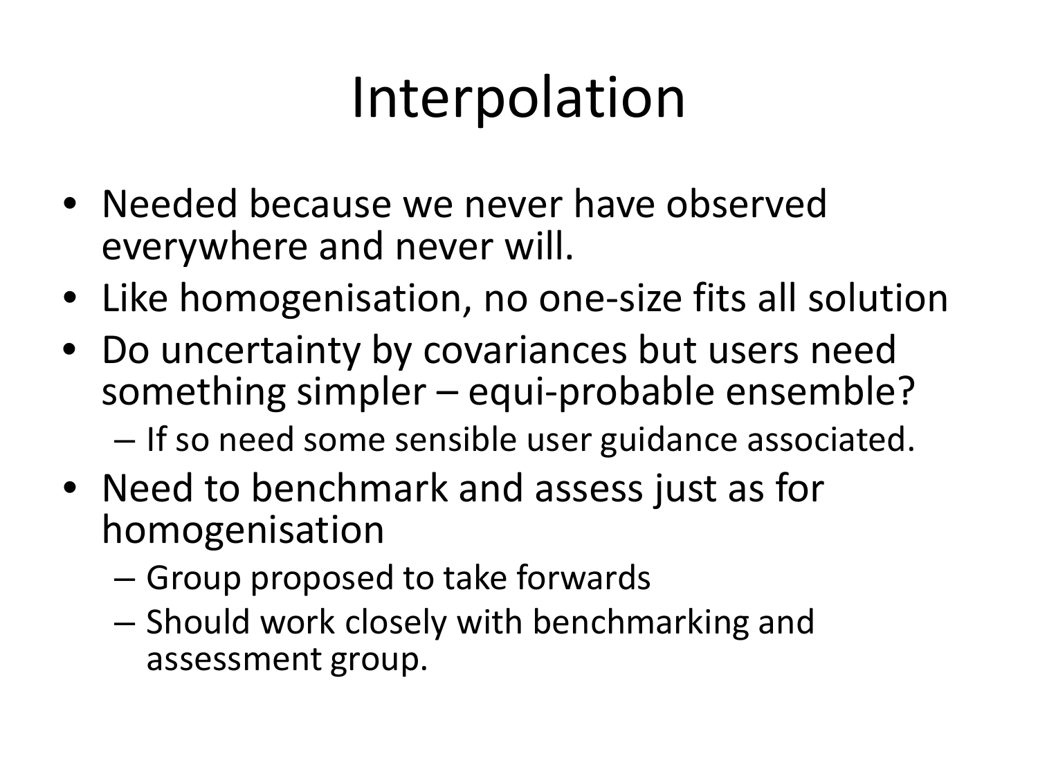# Interpolation

- Needed because we never have observed everywhere and never will.
- Like homogenisation, no one-size fits all solution
- Do uncertainty by covariances but users need something simpler – equi-probable ensemble?
  - If so need some sensible user guidance associated.
- Need to benchmark and assess just as for homogenisation
  - Group proposed to take forwards
  - Should work closely with benchmarking and assessment group.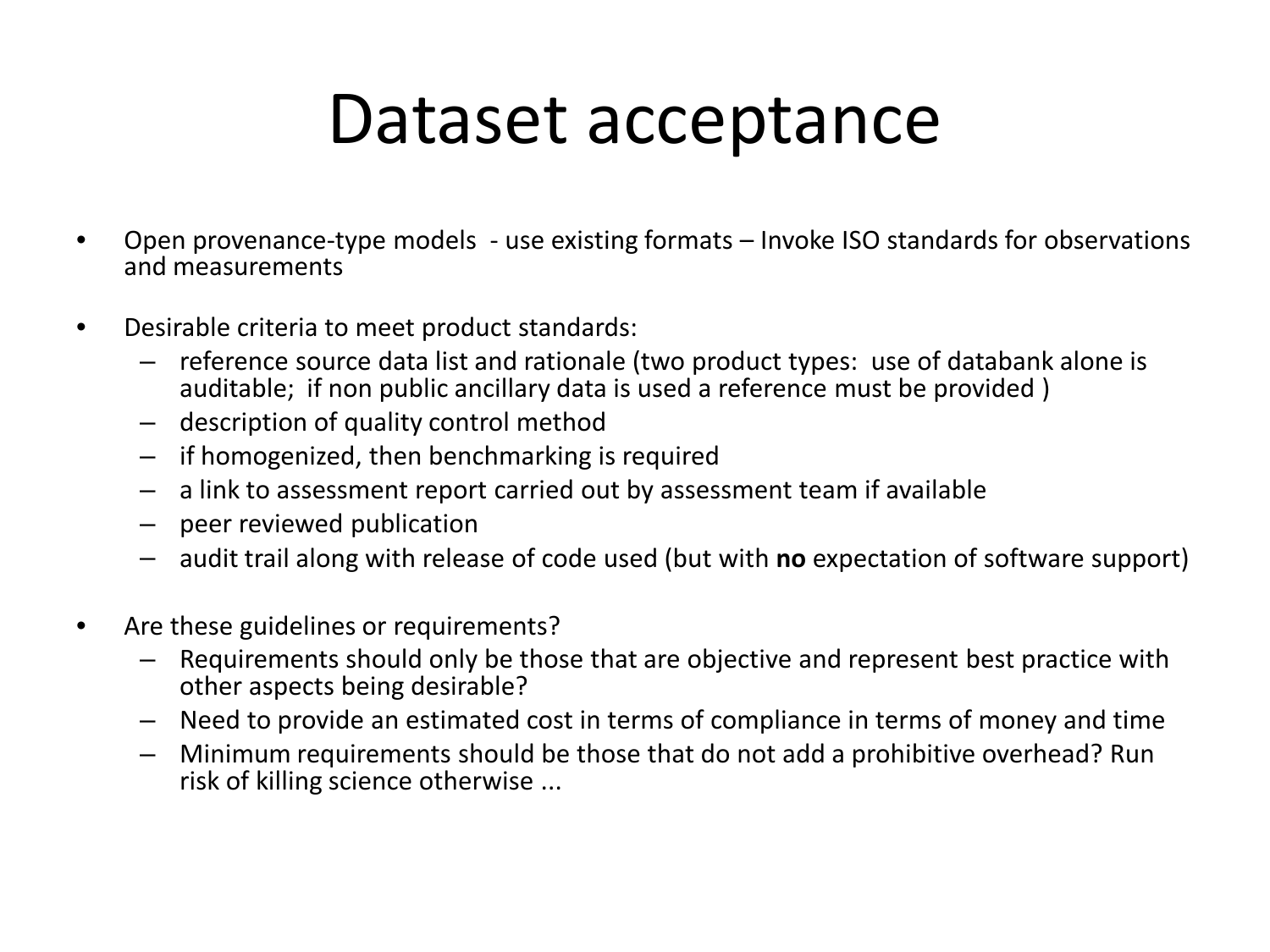# Dataset acceptance

- Open provenance-type models - use existing formats – Invoke ISO standards for observations and measurements

- Desirable criteria to meet product standards:
  - reference source data list and rationale (two product types: use of databank alone is auditable; if non public ancillary data is used a reference must be provided )
  - description of quality control method
  - if homogenized, then benchmarking is required
  - a link to assessment report carried out by assessment team if available
  - peer reviewed publication
  - audit trail along with release of code used (but with **no** expectation of software support)

- Are these guidelines or requirements?
  - Requirements should only be those that are objective and represent best practice with other aspects being desirable?
  - Need to provide an estimated cost in terms of compliance in terms of money and time
  - Minimum requirements should be those that do not add a prohibitive overhead? Run risk of killing science otherwise ...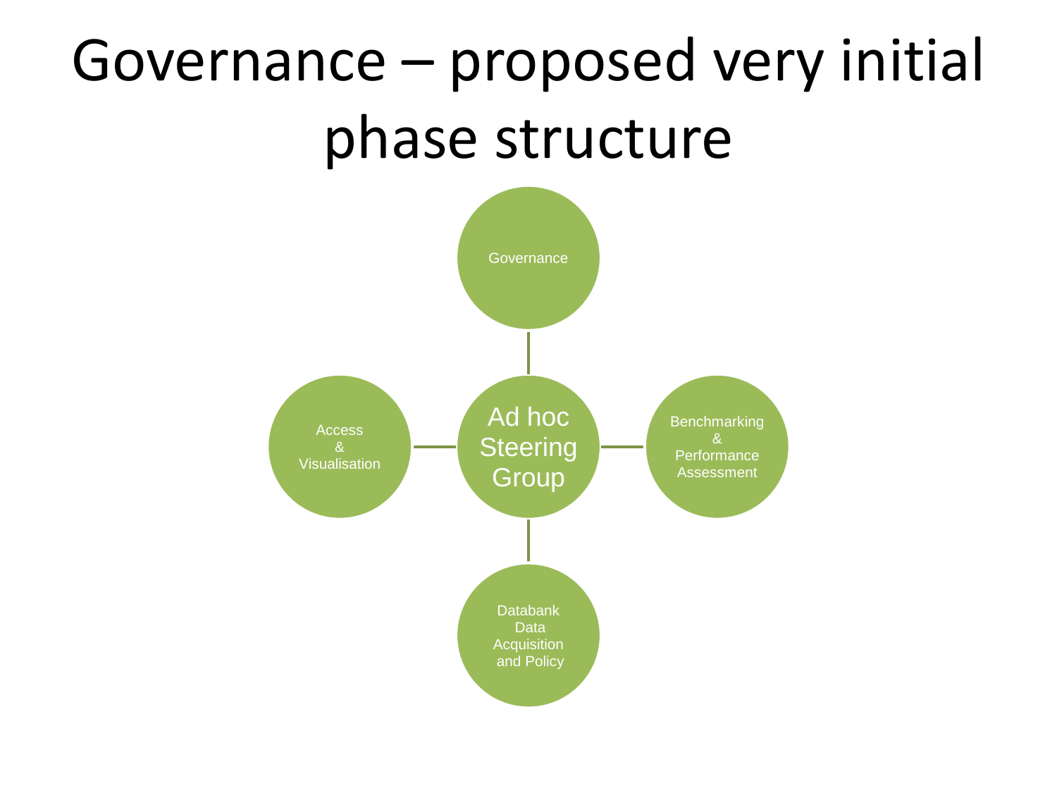# Governance – proposed very initial phase structure

- Ad hoc Steering Group
  - Governance
  - Access & Visualisation
  - Benchmarking & Performance Assessment
  - Databank Data Acquisition and Policy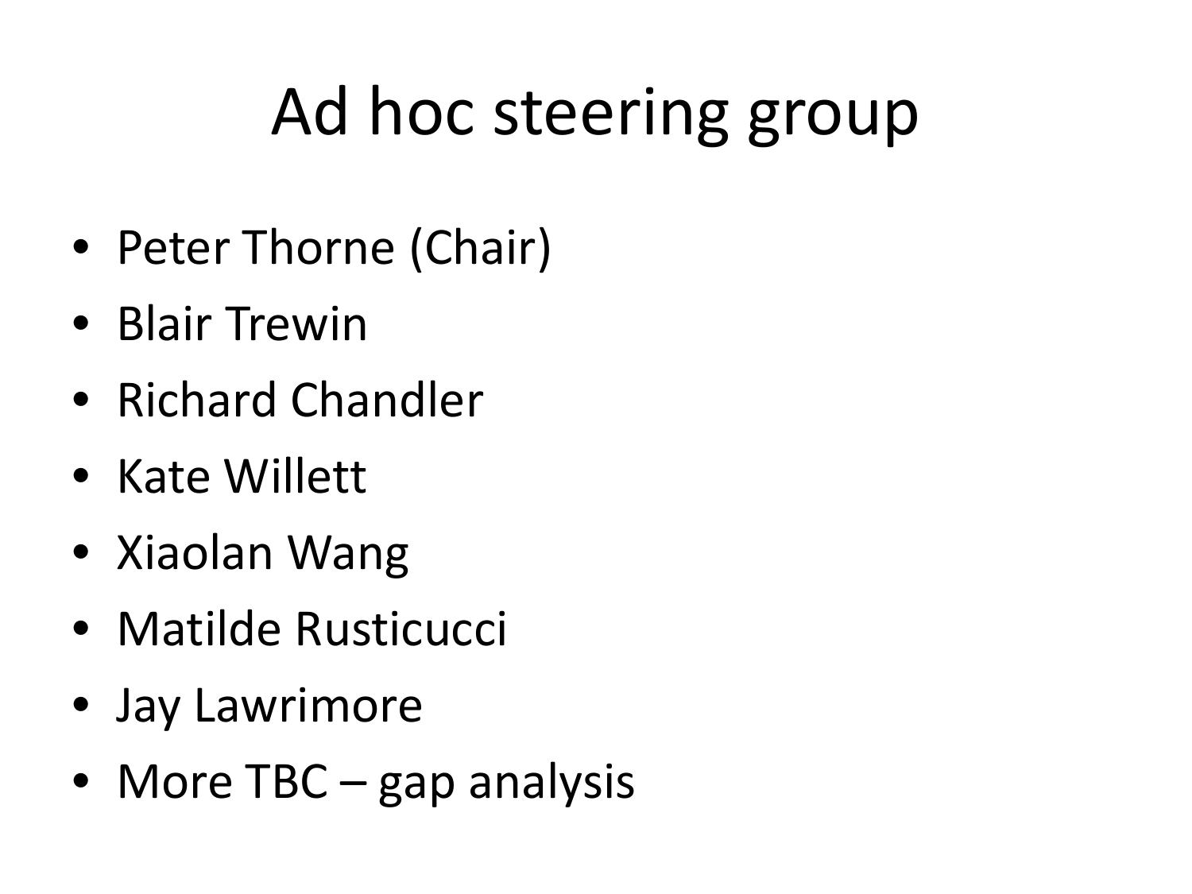# Ad hoc steering group

- Peter Thorne (Chair)
- Blair Trewin
- Richard Chandler
- Kate Willett
- Xiaolan Wang
- Matilde Rusticucci
- Jay Lawrimore
- More TBC – gap analysis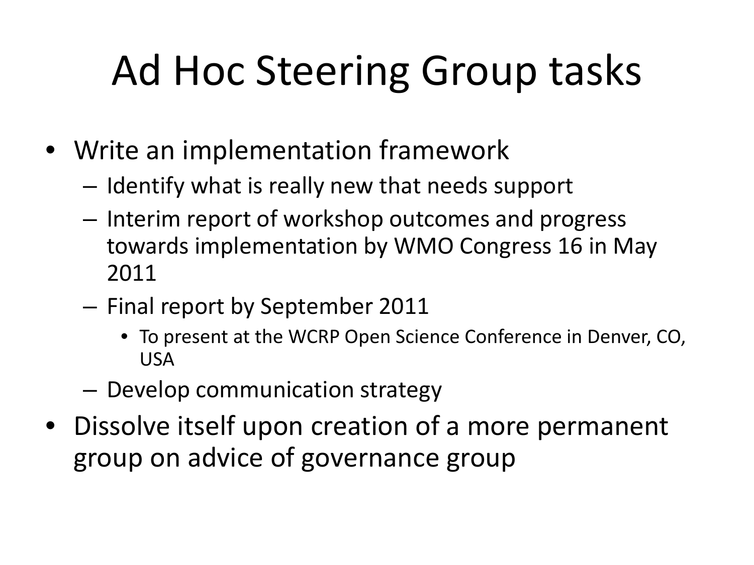# Ad Hoc Steering Group tasks

- Write an implementation framework
  - Identify what is really new that needs support
  - Interim report of workshop outcomes and progress towards implementation by WMO Congress 16 in May 2011
  - Final report by September 2011
    - To present at the WCRP Open Science Conference in Denver, CO, USA
  - Develop communication strategy
- Dissolve itself upon creation of a more permanent group on advice of governance group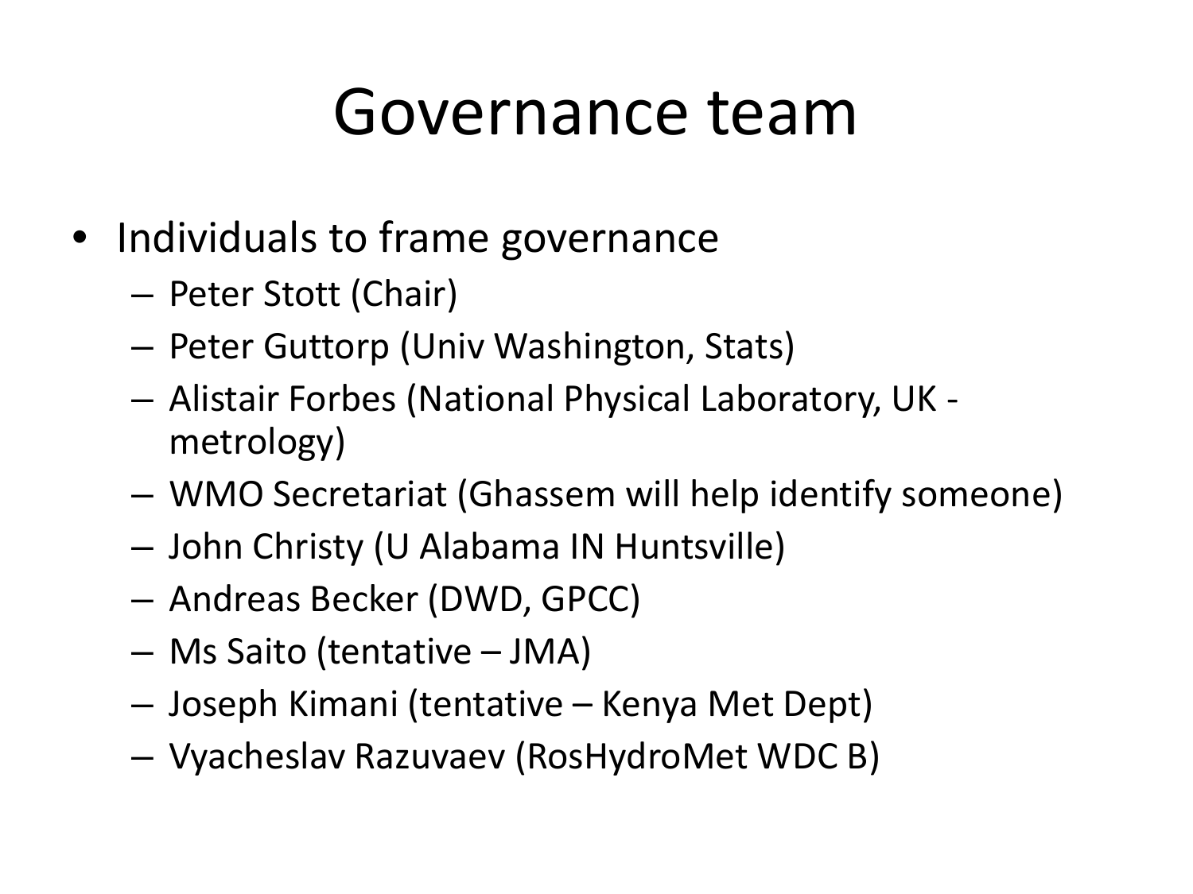# Governance team

- Individuals to frame governance
  - Peter Stott (Chair)
  - Peter Guttorp (Univ Washington, Stats)
  - Alistair Forbes (National Physical Laboratory, UK - metrology)
  - WMO Secretariat (Ghassem will help identify someone)
  - John Christy (U Alabama IN Huntsville)
  - Andreas Becker (DWD, GPCC)
  - Ms Saito (tentative – JMA)
  - Joseph Kimani (tentative – Kenya Met Dept)
  - Vyacheslav Razuvaev (RosHydroMet WDC B)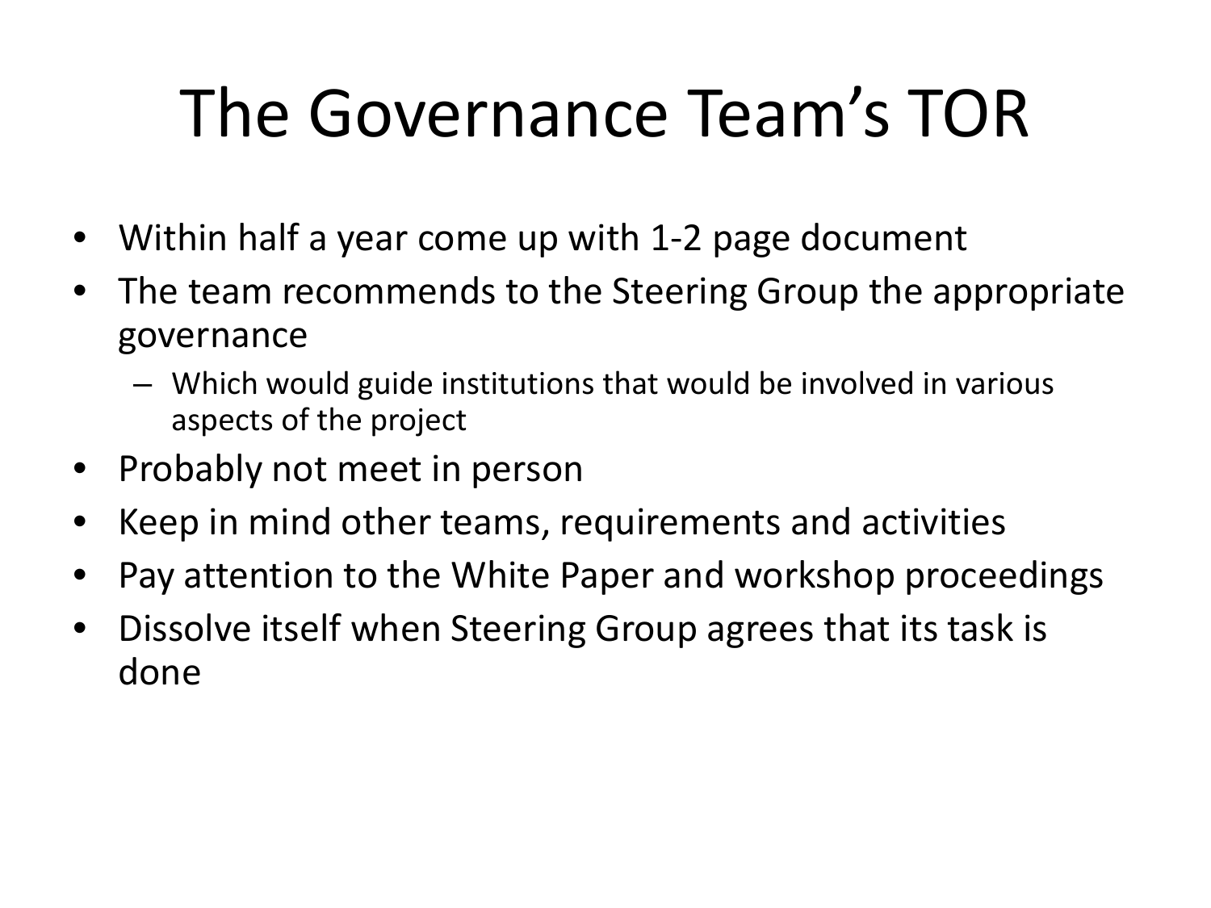# The Governance Team's TOR

- Within half a year come up with 1-2 page document
- The team recommends to the Steering Group the appropriate governance
  - Which would guide institutions that would be involved in various aspects of the project
- Probably not meet in person
- Keep in mind other teams, requirements and activities
- Pay attention to the White Paper and workshop proceedings
- Dissolve itself when Steering Group agrees that its task is done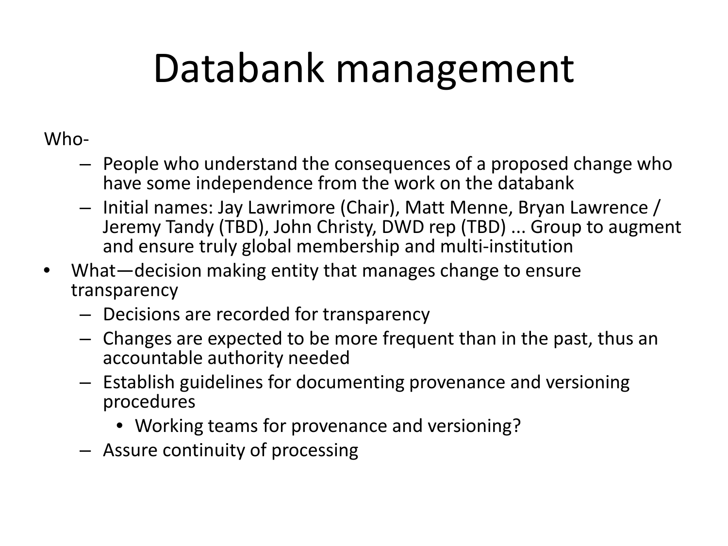# Databank management

Who-

- People who understand the consequences of a proposed change who have some independence from the work on the databank
- Initial names: Jay Lawrimore (Chair), Matt Menne, Bryan Lawrence / Jeremy Tandy (TBD), John Christy, DWD rep (TBD) ... Group to augment and ensure truly global membership and multi-institution

- What—decision making entity that manages change to ensure transparency
  - Decisions are recorded for transparency
  - Changes are expected to be more frequent than in the past, thus an accountable authority needed
  - Establish guidelines for documenting provenance and versioning procedures
    - Working teams for provenance and versioning?
  - Assure continuity of processing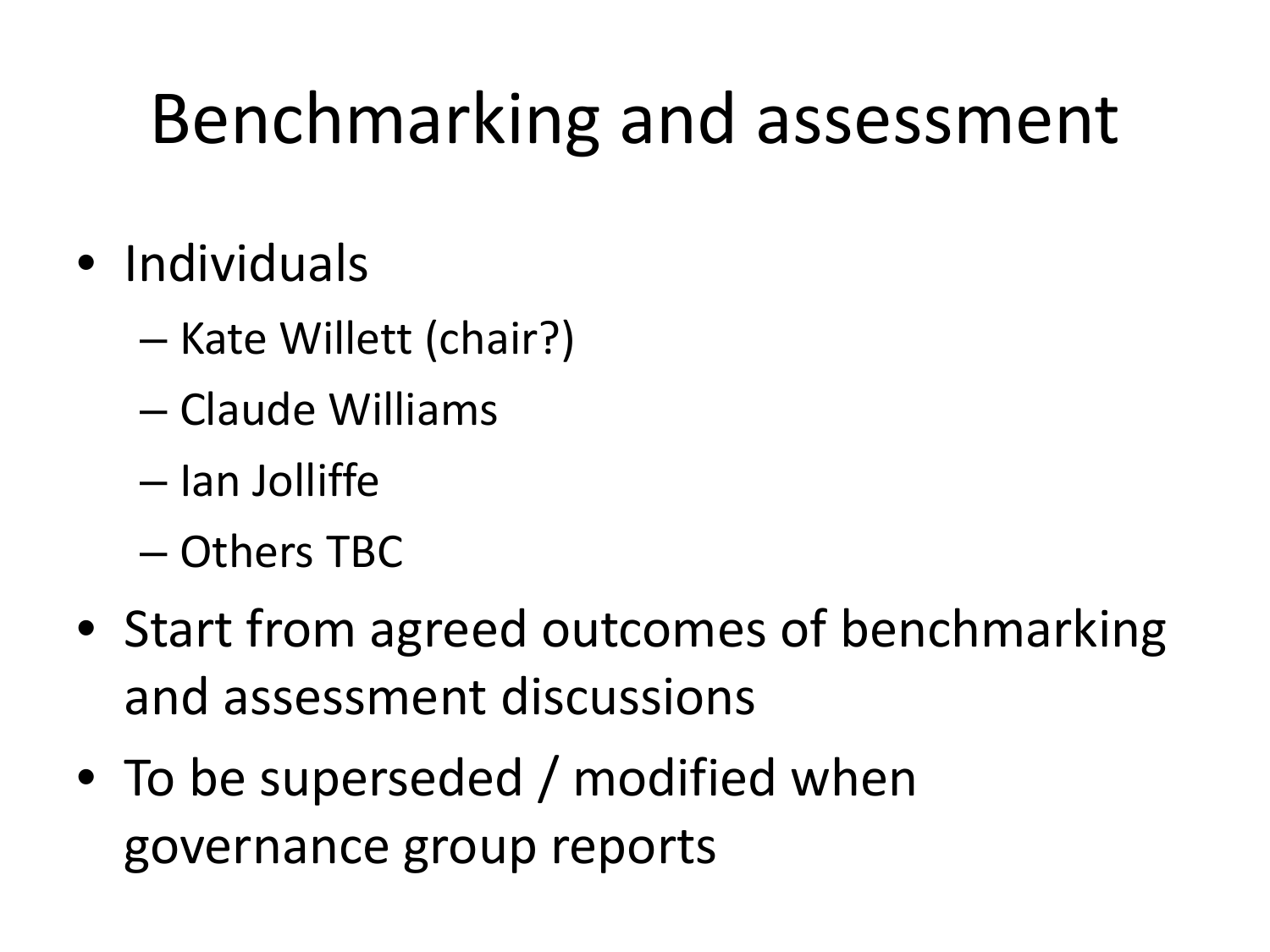# Benchmarking and assessment

- Individuals
  - Kate Willett (chair?)
  - Claude Williams
  - Ian Jolliffe
  - Others TBC
- Start from agreed outcomes of benchmarking and assessment discussions
- To be superseded / modified when governance group reports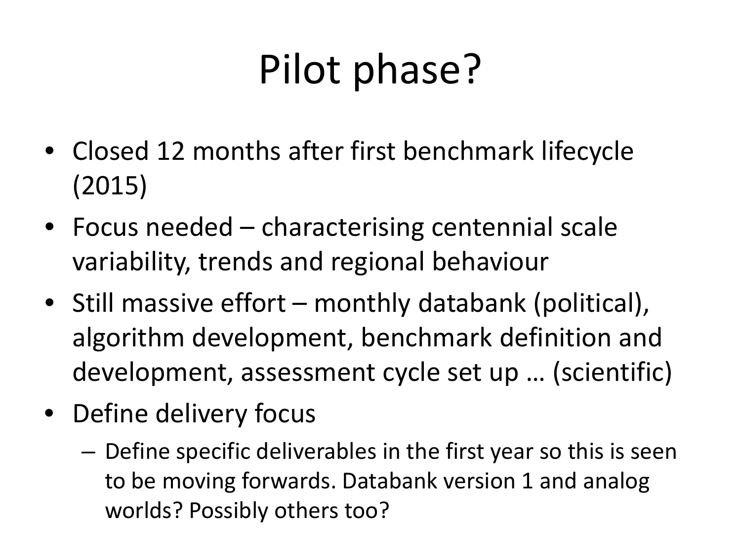# Pilot phase?

- Closed 12 months after first benchmark lifecycle (2015)
- Focus needed – characterising centennial scale variability, trends and regional behaviour
- Still massive effort – monthly databank (political), algorithm development, benchmark definition and development, assessment cycle set up … (scientific)
- Define delivery focus
  - Define specific deliverables in the first year so this is seen to be moving forwards. Databank version 1 and analog worlds? Possibly others too?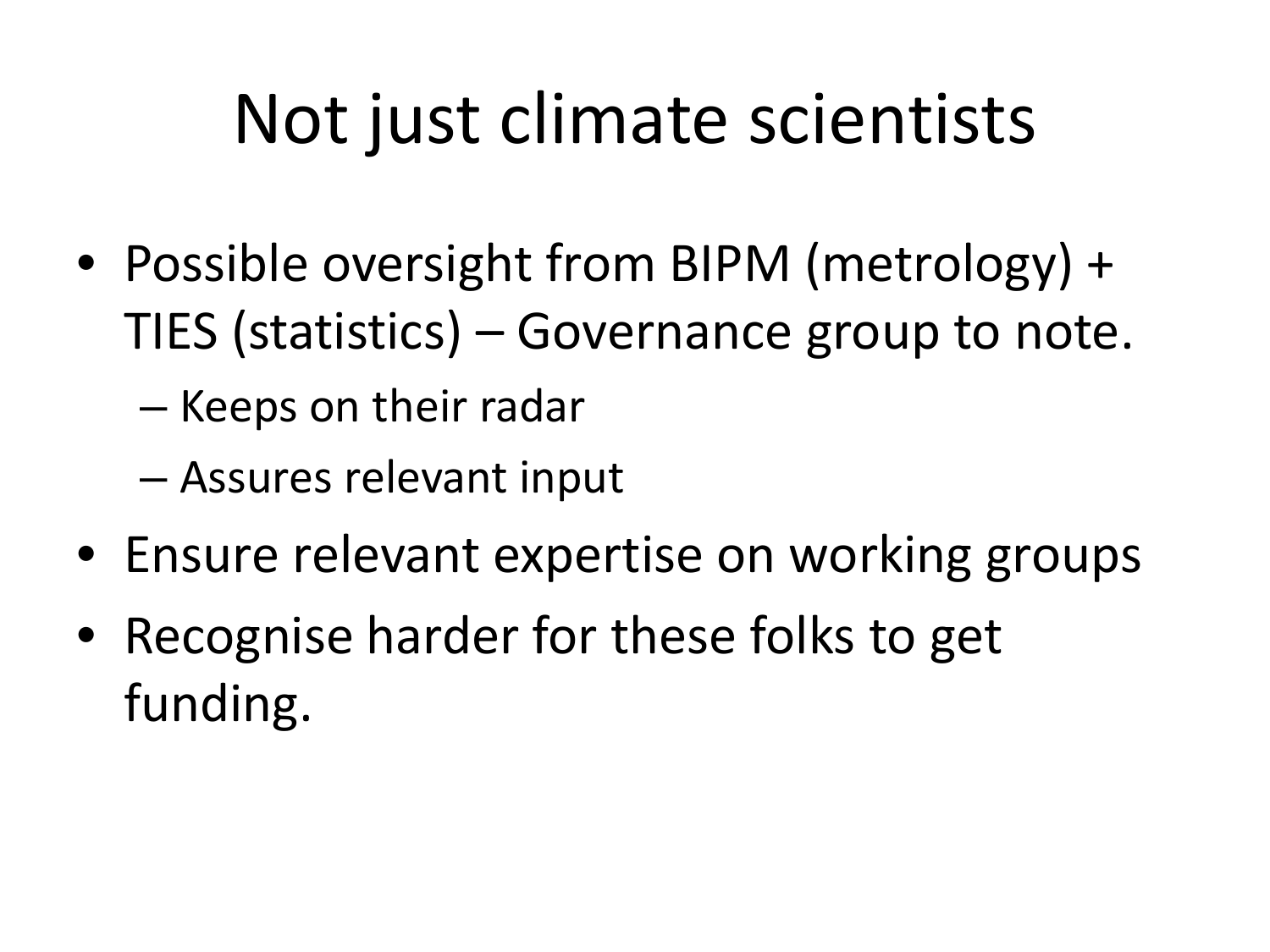# Not just climate scientists

- Possible oversight from BIPM (metrology) + TIES (statistics) – Governance group to note.
  - Keeps on their radar
  - Assures relevant input
- Ensure relevant expertise on working groups
- Recognise harder for these folks to get funding.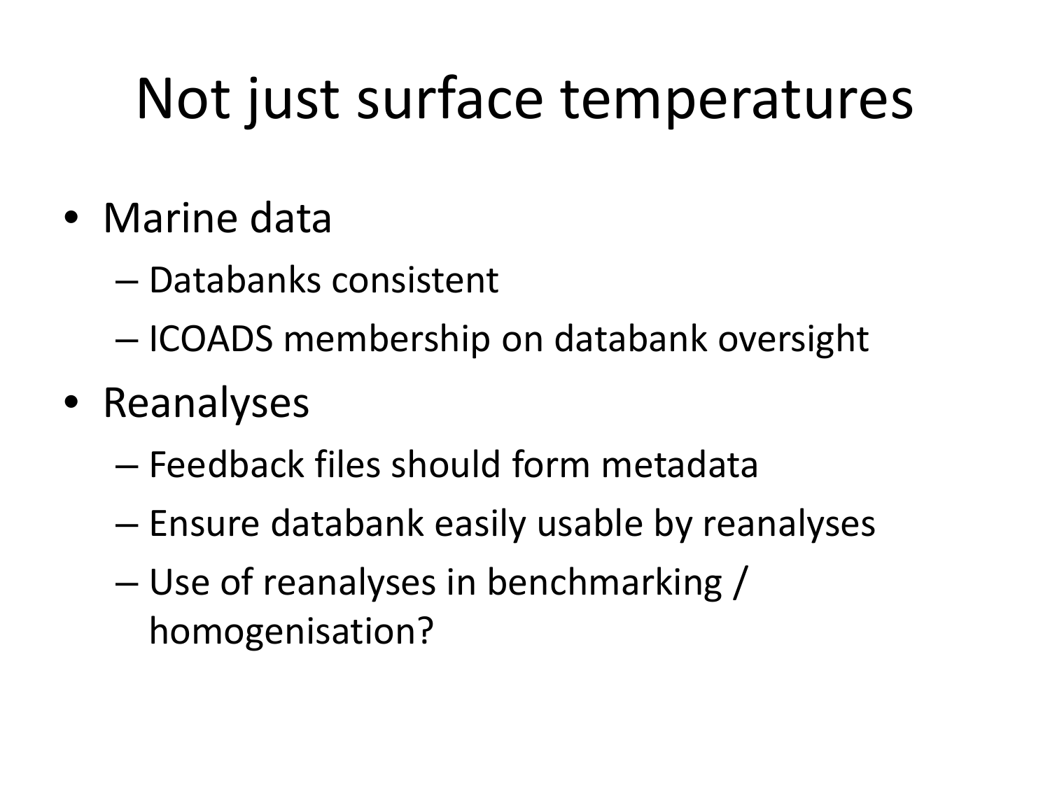# Not just surface temperatures

- Marine data
  - Databanks consistent
  - ICOADS membership on databank oversight
- Reanalyses
  - Feedback files should form metadata
  - Ensure databank easily usable by reanalyses
  - Use of reanalyses in benchmarking / homogenisation?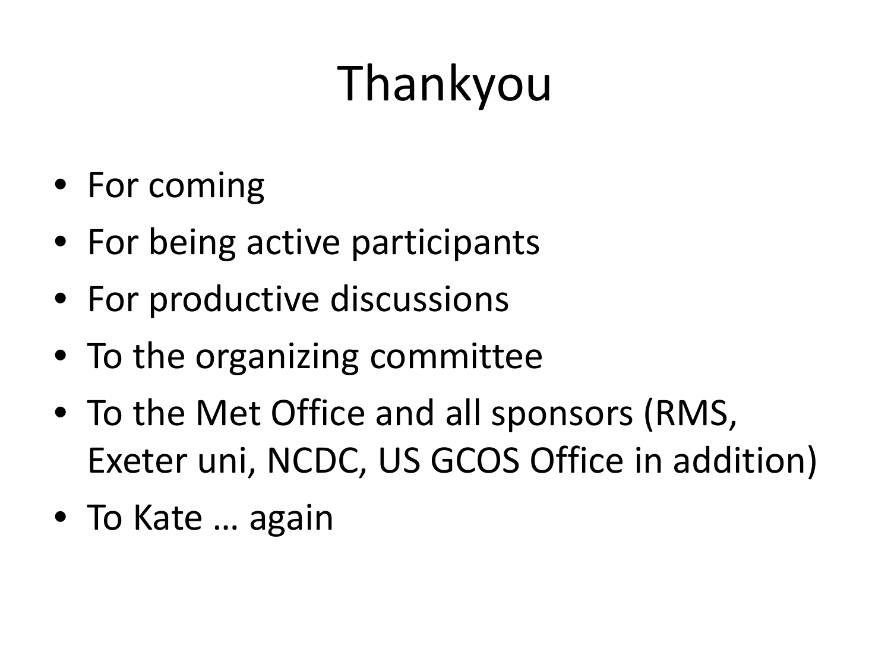# Thankyou

- For coming
- For being active participants
- For productive discussions
- To the organizing committee
- To the Met Office and all sponsors (RMS, Exeter uni, NCDC, US GCOS Office in addition)
- To Kate … again